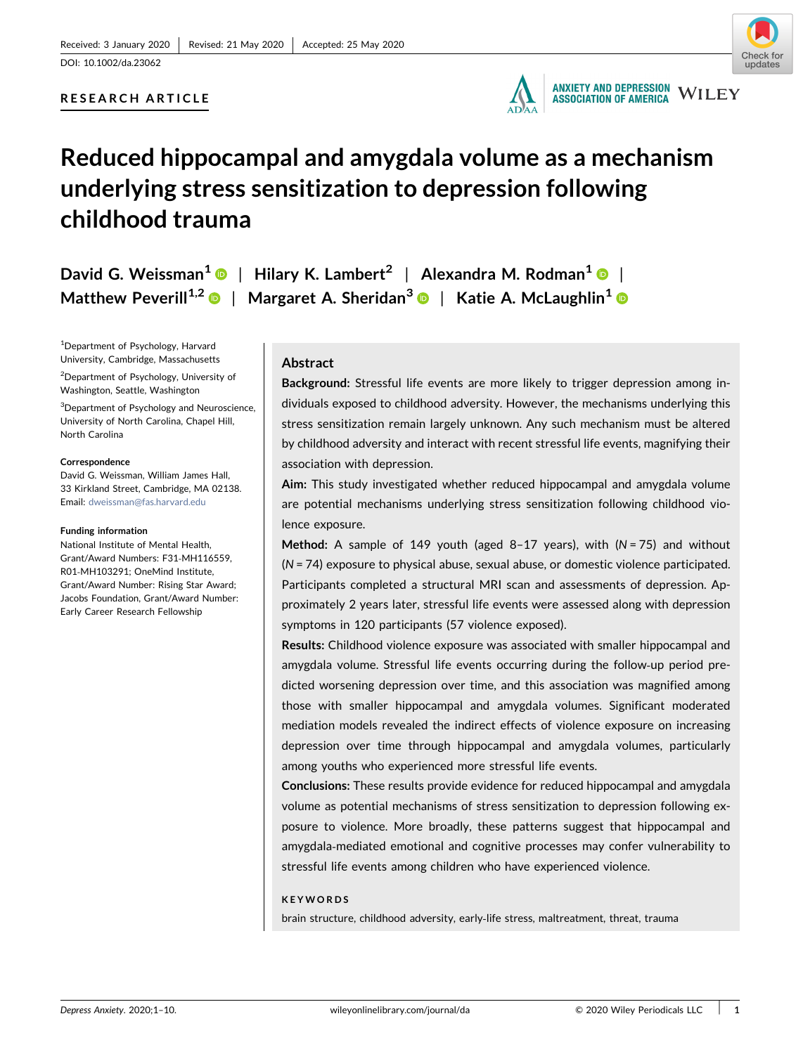Received: 3 January 2020 | Revised: 21 May 2020 | Accepted: 25 May 2020

DOI: 10.1002/da.23062

**RESEARCH ARTICLE**

# Reduced hippocampal and amygdala volume as a mechanism underlying stress sensitization to depression following childhood trauma

**David G. Weissman**[1] | **Hilary K. Lambert**[2] | **Alexandra M. Rodman**[1] | **Matthew Peverill**[1,2] | **Margaret A. Sheridan**[3] | **Katie A. McLaughlin**[1]

[1]Department of Psychology, Harvard University, Cambridge, Massachusetts

[2]Department of Psychology, University of Washington, Seattle, Washington

[3]Department of Psychology and Neuroscience, University of North Carolina, Chapel Hill, North Carolina

**Correspondence**
David G. Weissman, William James Hall, 33 Kirkland Street, Cambridge, MA 02138.
Email: dweissman@fas.harvard.edu

**Funding information**
National Institute of Mental Health, Grant/Award Numbers: F31-MH116559, R01-MH103291; OneMind Institute, Grant/Award Number: Rising Star Award; Jacobs Foundation, Grant/Award Number: Early Career Research Fellowship

## Abstract

**Background:** Stressful life events are more likely to trigger depression among individuals exposed to childhood adversity. However, the mechanisms underlying this stress sensitization remain largely unknown. Any such mechanism must be altered by childhood adversity and interact with recent stressful life events, magnifying their association with depression.

**Aim:** This study investigated whether reduced hippocampal and amygdala volume are potential mechanisms underlying stress sensitization following childhood violence exposure.

**Method:** A sample of 149 youth (aged 8–17 years), with ($N = 75$) and without ($N = 74$) exposure to physical abuse, sexual abuse, or domestic violence participated. Participants completed a structural MRI scan and assessments of depression. Approximately 2 years later, stressful life events were assessed along with depression symptoms in 120 participants (57 violence exposed).

**Results:** Childhood violence exposure was associated with smaller hippocampal and amygdala volume. Stressful life events occurring during the follow-up period predicted worsening depression over time, and this association was magnified among those with smaller hippocampal and amygdala volumes. Significant moderated mediation models revealed the indirect effects of violence exposure on increasing depression over time through hippocampal and amygdala volumes, particularly among youths who experienced more stressful life events.

**Conclusions:** These results provide evidence for reduced hippocampal and amygdala volume as potential mechanisms of stress sensitization to depression following exposure to violence. More broadly, these patterns suggest that hippocampal and amygdala-mediated emotional and cognitive processes may confer vulnerability to stressful life events among children who have experienced violence.

**KEYWORDS**

brain structure, childhood adversity, early-life stress, maltreatment, threat, trauma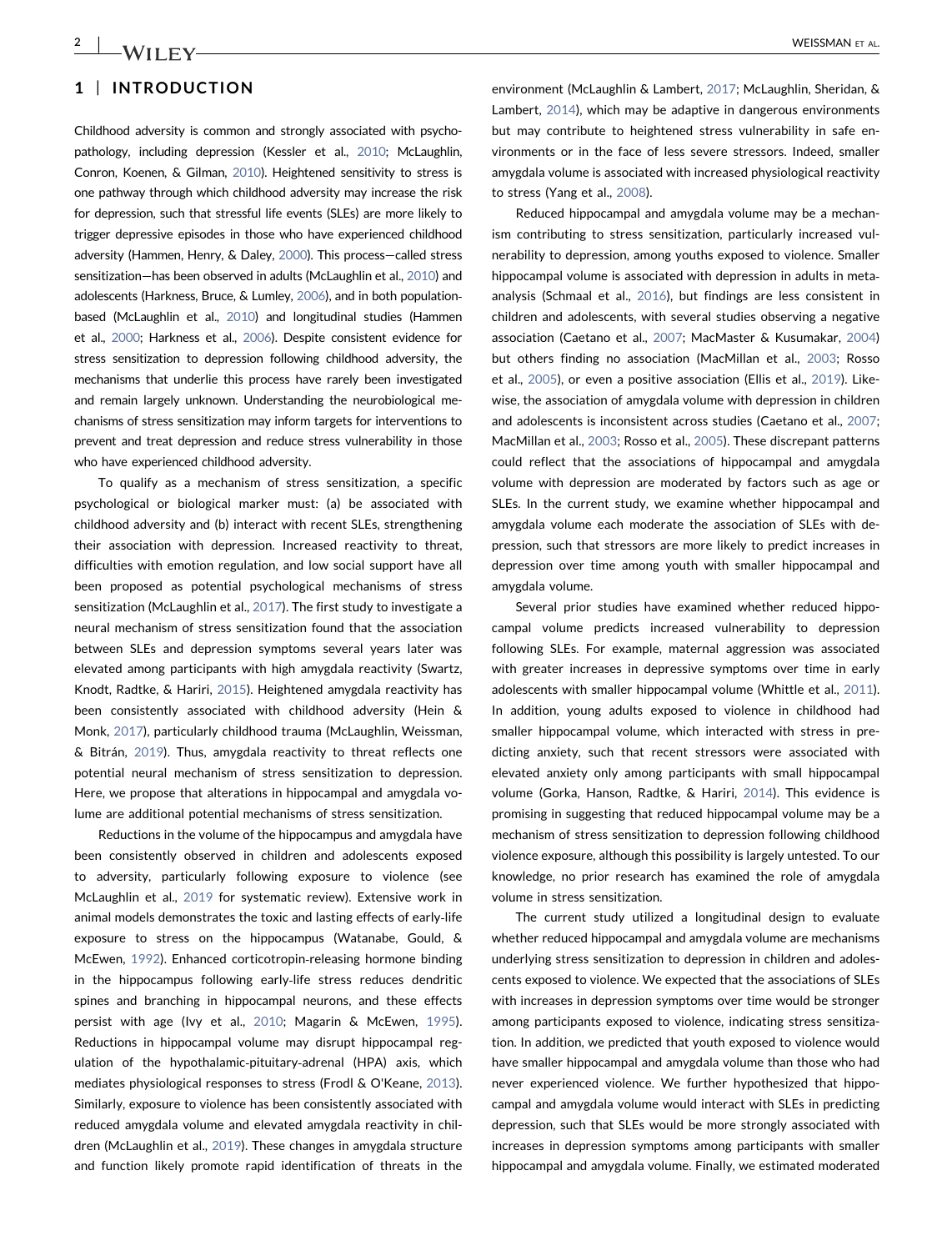## 1 | INTRODUCTION

Childhood adversity is common and strongly associated with psychopathology, including depression (Kessler et al., 2010; McLaughlin, Conron, Koenen, & Gilman, 2010). Heightened sensitivity to stress is one pathway through which childhood adversity may increase the risk for depression, such that stressful life events (SLEs) are more likely to trigger depressive episodes in those who have experienced childhood adversity (Hammen, Henry, & Daley, 2000). This process—called stress sensitization—has been observed in adults (McLaughlin et al., 2010) and adolescents (Harkness, Bruce, & Lumley, 2006), and in both population-based (McLaughlin et al., 2010) and longitudinal studies (Hammen et al., 2000; Harkness et al., 2006). Despite consistent evidence for stress sensitization to depression following childhood adversity, the mechanisms that underlie this process have rarely been investigated and remain largely unknown. Understanding the neurobiological mechanisms of stress sensitization may inform targets for interventions to prevent and treat depression and reduce stress vulnerability in those who have experienced childhood adversity.

To qualify as a mechanism of stress sensitization, a specific psychological or biological marker must: (a) be associated with childhood adversity and (b) interact with recent SLEs, strengthening their association with depression. Increased reactivity to threat, difficulties with emotion regulation, and low social support have all been proposed as potential psychological mechanisms of stress sensitization (McLaughlin et al., 2017). The first study to investigate a neural mechanism of stress sensitization found that the association between SLEs and depression symptoms several years later was elevated among participants with high amygdala reactivity (Swartz, Knodt, Radtke, & Hariri, 2015). Heightened amygdala reactivity has been consistently associated with childhood adversity (Hein & Monk, 2017), particularly childhood trauma (McLaughlin, Weissman, & Bitrán, 2019). Thus, amygdala reactivity to threat reflects one potential neural mechanism of stress sensitization to depression. Here, we propose that alterations in hippocampal and amygdala volume are additional potential mechanisms of stress sensitization.

Reductions in the volume of the hippocampus and amygdala have been consistently observed in children and adolescents exposed to adversity, particularly following exposure to violence (see McLaughlin et al., 2019 for systematic review). Extensive work in animal models demonstrates the toxic and lasting effects of early-life exposure to stress on the hippocampus (Watanabe, Gould, & McEwen, 1992). Enhanced corticotropin-releasing hormone binding in the hippocampus following early-life stress reduces dendritic spines and branching in hippocampal neurons, and these effects persist with age (Ivy et al., 2010; Magarin & McEwen, 1995). Reductions in hippocampal volume may disrupt hippocampal regulation of the hypothalamic-pituitary-adrenal (HPA) axis, which mediates physiological responses to stress (Frodl & O'Keane, 2013). Similarly, exposure to violence has been consistently associated with reduced amygdala volume and elevated amygdala reactivity in children (McLaughlin et al., 2019). These changes in amygdala structure and function likely promote rapid identification of threats in the environment (McLaughlin & Lambert, 2017; McLaughlin, Sheridan, & Lambert, 2014), which may be adaptive in dangerous environments but may contribute to heightened stress vulnerability in safe environments or in the face of less severe stressors. Indeed, smaller amygdala volume is associated with increased physiological reactivity to stress (Yang et al., 2008).

Reduced hippocampal and amygdala volume may be a mechanism contributing to stress sensitization, particularly increased vulnerability to depression, among youths exposed to violence. Smaller hippocampal volume is associated with depression in adults in meta-analysis (Schmaal et al., 2016), but findings are less consistent in children and adolescents, with several studies observing a negative association (Caetano et al., 2007; MacMaster & Kusumakar, 2004) but others finding no association (MacMillan et al., 2003; Rosso et al., 2005), or even a positive association (Ellis et al., 2019). Likewise, the association of amygdala volume with depression in children and adolescents is inconsistent across studies (Caetano et al., 2007; MacMillan et al., 2003; Rosso et al., 2005). These discrepant patterns could reflect that the associations of hippocampal and amygdala volume with depression are moderated by factors such as age or SLEs. In the current study, we examine whether hippocampal and amygdala volume each moderate the association of SLEs with depression, such that stressors are more likely to predict increases in depression over time among youth with smaller hippocampal and amygdala volume.

Several prior studies have examined whether reduced hippocampal volume predicts increased vulnerability to depression following SLEs. For example, maternal aggression was associated with greater increases in depressive symptoms over time in early adolescents with smaller hippocampal volume (Whittle et al., 2011). In addition, young adults exposed to violence in childhood had smaller hippocampal volume, which interacted with stress in predicting anxiety, such that recent stressors were associated with elevated anxiety only among participants with small hippocampal volume (Gorka, Hanson, Radtke, & Hariri, 2014). This evidence is promising in suggesting that reduced hippocampal volume may be a mechanism of stress sensitization to depression following childhood violence exposure, although this possibility is largely untested. To our knowledge, no prior research has examined the role of amygdala volume in stress sensitization.

The current study utilized a longitudinal design to evaluate whether reduced hippocampal and amygdala volume are mechanisms underlying stress sensitization to depression in children and adolescents exposed to violence. We expected that the associations of SLEs with increases in depression symptoms over time would be stronger among participants exposed to violence, indicating stress sensitization. In addition, we predicted that youth exposed to violence would have smaller hippocampal and amygdala volume than those who had never experienced violence. We further hypothesized that hippocampal and amygdala volume would interact with SLEs in predicting depression, such that SLEs would be more strongly associated with increases in depression symptoms among participants with smaller hippocampal and amygdala volume. Finally, we estimated moderated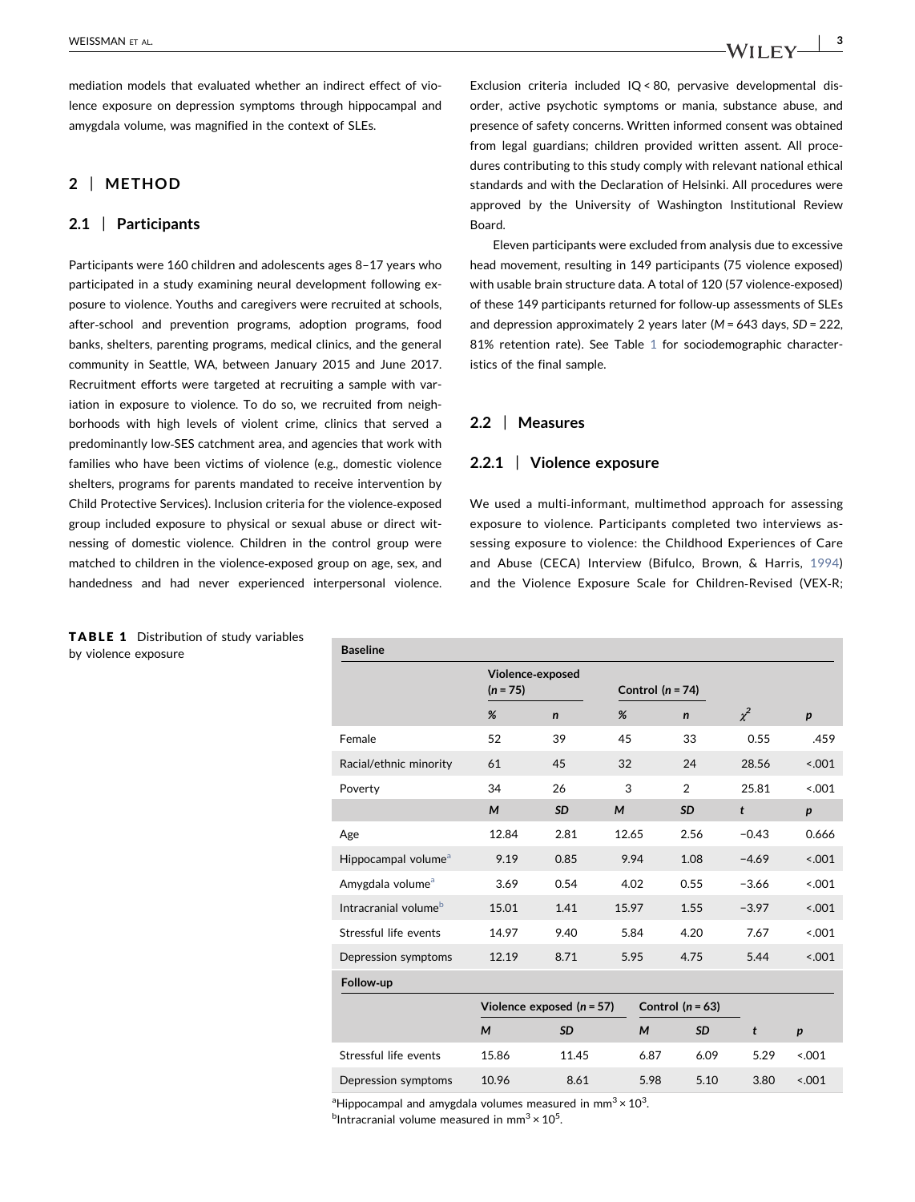mediation models that evaluated whether an indirect effect of violence exposure on depression symptoms through hippocampal and amygdala volume, was magnified in the context of SLEs.

## 2 | METHOD

### 2.1 | Participants

Participants were 160 children and adolescents ages 8–17 years who participated in a study examining neural development following exposure to violence. Youths and caregivers were recruited at schools, after-school and prevention programs, adoption programs, food banks, shelters, parenting programs, medical clinics, and the general community in Seattle, WA, between January 2015 and June 2017. Recruitment efforts were targeted at recruiting a sample with variation in exposure to violence. To do so, we recruited from neighborhoods with high levels of violent crime, clinics that served a predominantly low-SES catchment area, and agencies that work with families who have been victims of violence (e.g., domestic violence shelters, programs for parents mandated to receive intervention by Child Protective Services). Inclusion criteria for the violence-exposed group included exposure to physical or sexual abuse or direct witnessing of domestic violence. Children in the control group were matched to children in the violence-exposed group on age, sex, and handedness and had never experienced interpersonal violence. Exclusion criteria included IQ < 80, pervasive developmental disorder, active psychotic symptoms or mania, substance abuse, and presence of safety concerns. Written informed consent was obtained from legal guardians; children provided written assent. All procedures contributing to this study comply with relevant national ethical standards and with the Declaration of Helsinki. All procedures were approved by the University of Washington Institutional Review Board.

Eleven participants were excluded from analysis due to excessive head movement, resulting in 149 participants (75 violence exposed) with usable brain structure data. A total of 120 (57 violence-exposed) of these 149 participants returned for follow-up assessments of SLEs and depression approximately 2 years later (*M* = 643 days, *SD* = 222, 81% retention rate). See Table 1 for sociodemographic characteristics of the final sample.

### 2.2 | Measures

#### 2.2.1 | Violence exposure

We used a multi-informant, multimethod approach for assessing exposure to violence. Participants completed two interviews assessing exposure to violence: the Childhood Experiences of Care and Abuse (CECA) Interview (Bifulco, Brown, & Harris, 1994) and the Violence Exposure Scale for Children-Revised (VEX-R;

**TABLE 1** Distribution of study variables by violence exposure

| **Baseline** | | | | | | |
|---|---|---|---|---|---|---|
| | Violence-exposed ($n$ = 75) | | Control ($n$ = 74) | | | |
| | % | $n$ | % | $n$ | $\chi^2$ | $p$ |
| Female | 52 | 39 | 45 | 33 | 0.55 | .459 |
| Racial/ethnic minority | 61 | 45 | 32 | 24 | 28.56 | <.001 |
| Poverty | 34 | 26 | 3 | 2 | 25.81 | <.001 |
| | $M$ | $SD$ | $M$ | $SD$ | $t$ | $p$ |
| Age | 12.84 | 2.81 | 12.65 | 2.56 | −0.43 | 0.666 |
| Hippocampal volume[a] | 9.19 | 0.85 | 9.94 | 1.08 | −4.69 | <.001 |
| Amygdala volume[a] | 3.69 | 0.54 | 4.02 | 0.55 | −3.66 | <.001 |
| Intracranial volume[b] | 15.01 | 1.41 | 15.97 | 1.55 | −3.97 | <.001 |
| Stressful life events | 14.97 | 9.40 | 5.84 | 4.20 | 7.67 | <.001 |
| Depression symptoms | 12.19 | 8.71 | 5.95 | 4.75 | 5.44 | <.001 |
| **Follow-up** | | | | | | |
| | Violence exposed ($n$ = 57) | | Control ($n$ = 63) | | | |
| | $M$ | $SD$ | $M$ | $SD$ | $t$ | $p$ |
| Stressful life events | 15.86 | 11.45 | 6.87 | 6.09 | 5.29 | <.001 |
| Depression symptoms | 10.96 | 8.61 | 5.98 | 5.10 | 3.80 | <.001 |

[a]Hippocampal and amygdala volumes measured in $mm^3 \times 10^3$.
[b]Intracranial volume measured in $mm^3 \times 10^5$.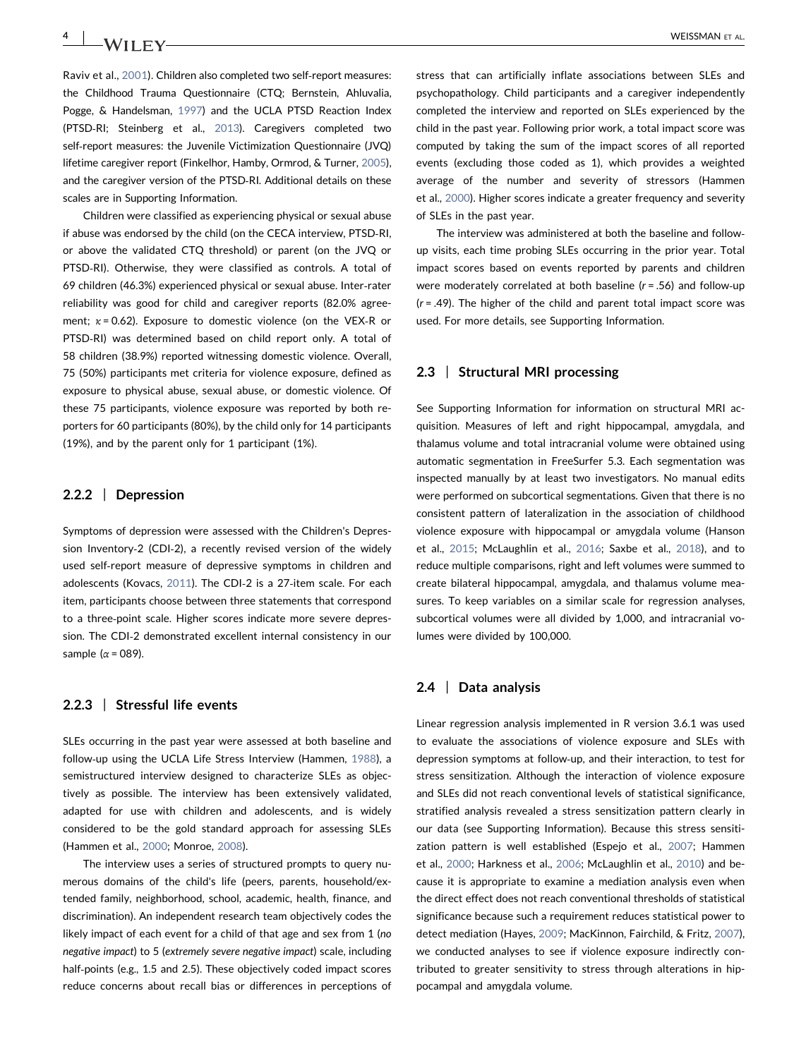Raviv et al., 2001). Children also completed two self-report measures: the Childhood Trauma Questionnaire (CTQ; Bernstein, Ahluvalia, Pogge, & Handelsman, 1997) and the UCLA PTSD Reaction Index (PTSD-RI; Steinberg et al., 2013). Caregivers completed two self-report measures: the Juvenile Victimization Questionnaire (JVQ) lifetime caregiver report (Finkelhor, Hamby, Ormrod, & Turner, 2005), and the caregiver version of the PTSD-RI. Additional details on these scales are in Supporting Information.

Children were classified as experiencing physical or sexual abuse if abuse was endorsed by the child (on the CECA interview, PTSD-RI, or above the validated CTQ threshold) or parent (on the JVQ or PTSD-RI). Otherwise, they were classified as controls. A total of 69 children (46.3%) experienced physical or sexual abuse. Inter-rater reliability was good for child and caregiver reports (82.0% agreement; $\kappa = 0.62$). Exposure to domestic violence (on the VEX-R or PTSD-RI) was determined based on child report only. A total of 58 children (38.9%) reported witnessing domestic violence. Overall, 75 (50%) participants met criteria for violence exposure, defined as exposure to physical abuse, sexual abuse, or domestic violence. Of these 75 participants, violence exposure was reported by both reporters for 60 participants (80%), by the child only for 14 participants (19%), and by the parent only for 1 participant (1%).

### 2.2.2 | Depression

Symptoms of depression were assessed with the Children's Depression Inventory-2 (CDI-2), a recently revised version of the widely used self-report measure of depressive symptoms in children and adolescents (Kovacs, 2011). The CDI-2 is a 27-item scale. For each item, participants choose between three statements that correspond to a three-point scale. Higher scores indicate more severe depression. The CDI-2 demonstrated excellent internal consistency in our sample ($\alpha = 089$).

### 2.2.3 | Stressful life events

SLEs occurring in the past year were assessed at both baseline and follow-up using the UCLA Life Stress Interview (Hammen, 1988), a semistructured interview designed to characterize SLEs as objectively as possible. The interview has been extensively validated, adapted for use with children and adolescents, and is widely considered to be the gold standard approach for assessing SLEs (Hammen et al., 2000; Monroe, 2008).

The interview uses a series of structured prompts to query numerous domains of the child's life (peers, parents, household/extended family, neighborhood, school, academic, health, finance, and discrimination). An independent research team objectively codes the likely impact of each event for a child of that age and sex from 1 (*no negative impact*) to 5 (*extremely severe negative impact*) scale, including half-points (e.g., 1.5 and 2.5). These objectively coded impact scores reduce concerns about recall bias or differences in perceptions of stress that can artificially inflate associations between SLEs and psychopathology. Child participants and a caregiver independently completed the interview and reported on SLEs experienced by the child in the past year. Following prior work, a total impact score was computed by taking the sum of the impact scores of all reported events (excluding those coded as 1), which provides a weighted average of the number and severity of stressors (Hammen et al., 2000). Higher scores indicate a greater frequency and severity of SLEs in the past year.

The interview was administered at both the baseline and follow-up visits, each time probing SLEs occurring in the prior year. Total impact scores based on events reported by parents and children were moderately correlated at both baseline ($r = .56$) and follow-up ($r = .49$). The higher of the child and parent total impact score was used. For more details, see Supporting Information.

## 2.3 | Structural MRI processing

See Supporting Information for information on structural MRI acquisition. Measures of left and right hippocampal, amygdala, and thalamus volume and total intracranial volume were obtained using automatic segmentation in FreeSurfer 5.3. Each segmentation was inspected manually by at least two investigators. No manual edits were performed on subcortical segmentations. Given that there is no consistent pattern of lateralization in the association of childhood violence exposure with hippocampal or amygdala volume (Hanson et al., 2015; McLaughlin et al., 2016; Saxbe et al., 2018), and to reduce multiple comparisons, right and left volumes were summed to create bilateral hippocampal, amygdala, and thalamus volume measures. To keep variables on a similar scale for regression analyses, subcortical volumes were all divided by 1,000, and intracranial volumes were divided by 100,000.

## 2.4 | Data analysis

Linear regression analysis implemented in R version 3.6.1 was used to evaluate the associations of violence exposure and SLEs with depression symptoms at follow-up, and their interaction, to test for stress sensitization. Although the interaction of violence exposure and SLEs did not reach conventional levels of statistical significance, stratified analysis revealed a stress sensitization pattern clearly in our data (see Supporting Information). Because this stress sensitization pattern is well established (Espejo et al., 2007; Hammen et al., 2000; Harkness et al., 2006; McLaughlin et al., 2010) and because it is appropriate to examine a mediation analysis even when the direct effect does not reach conventional thresholds of statistical significance because such a requirement reduces statistical power to detect mediation (Hayes, 2009; MacKinnon, Fairchild, & Fritz, 2007), we conducted analyses to see if violence exposure indirectly contributed to greater sensitivity to stress through alterations in hippocampal and amygdala volume.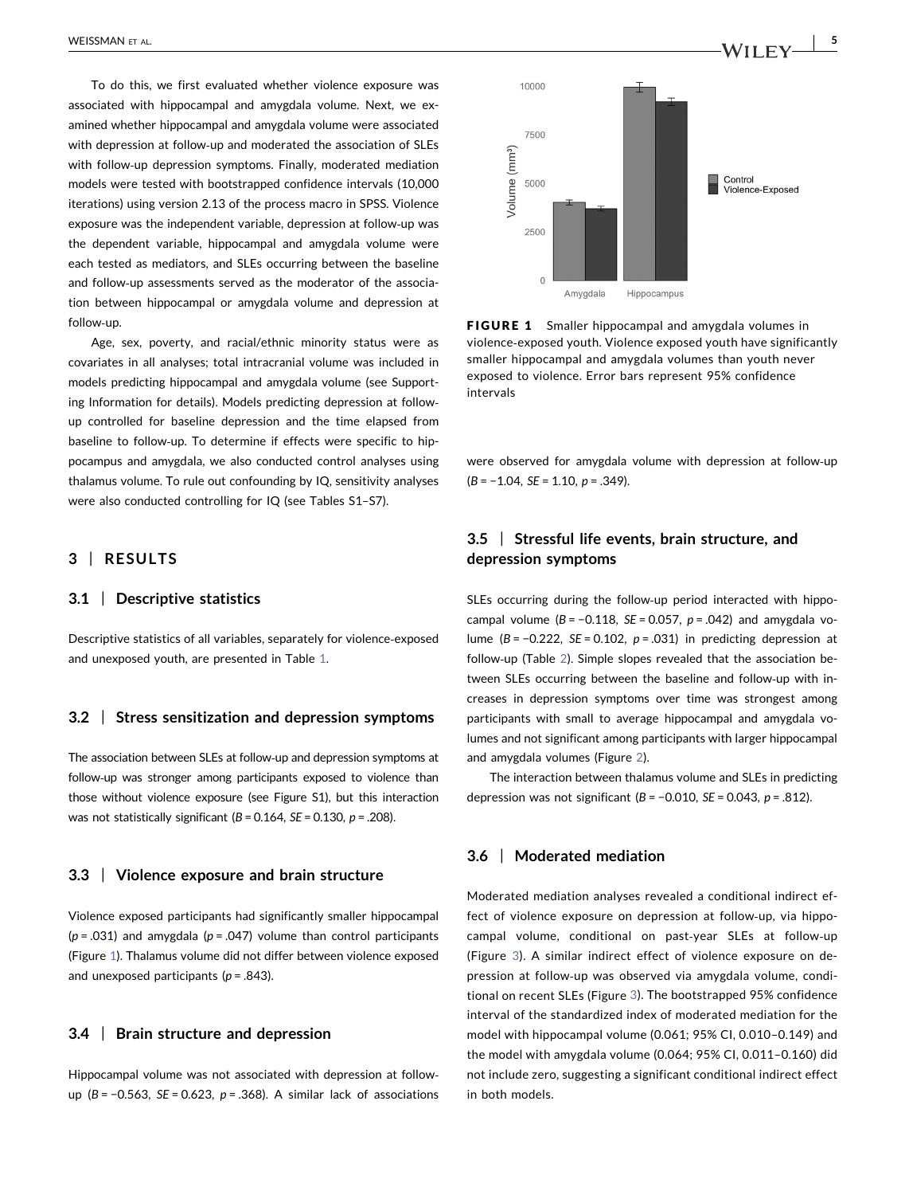To do this, we first evaluated whether violence exposure was associated with hippocampal and amygdala volume. Next, we examined whether hippocampal and amygdala volume were associated with depression at follow-up and moderated the association of SLEs with follow-up depression symptoms. Finally, moderated mediation models were tested with bootstrapped confidence intervals (10,000 iterations) using version 2.13 of the process macro in SPSS. Violence exposure was the independent variable, depression at follow-up was the dependent variable, hippocampal and amygdala volume were each tested as mediators, and SLEs occurring between the baseline and follow-up assessments served as the moderator of the association between hippocampal or amygdala volume and depression at follow-up.

Age, sex, poverty, and racial/ethnic minority status were as covariates in all analyses; total intracranial volume was included in models predicting hippocampal and amygdala volume (see Supporting Information for details). Models predicting depression at follow-up controlled for baseline depression and the time elapsed from baseline to follow-up. To determine if effects were specific to hippocampus and amygdala, we also conducted control analyses using thalamus volume. To rule out confounding by IQ, sensitivity analyses were also conducted controlling for IQ (see Tables S1–S7).

## 3 | RESULTS

### 3.1 | Descriptive statistics

Descriptive statistics of all variables, separately for violence-exposed and unexposed youth, are presented in Table 1.

### 3.2 | Stress sensitization and depression symptoms

The association between SLEs at follow-up and depression symptoms at follow-up was stronger among participants exposed to violence than those without violence exposure (see Figure S1), but this interaction was not statistically significant ($B = 0.164$, $SE = 0.130$, $p = .208$).

### 3.3 | Violence exposure and brain structure

Violence exposed participants had significantly smaller hippocampal ($p = .031$) and amygdala ($p = .047$) volume than control participants (Figure 1). Thalamus volume did not differ between violence exposed and unexposed participants ($p = .843$).

### 3.4 | Brain structure and depression

Hippocampal volume was not associated with depression at follow-up ($B = -0.563$, $SE = 0.623$, $p = .368$). A similar lack of associations were observed for amygdala volume with depression at follow-up ($B = -1.04$, $SE = 1.10$, $p = .349$).

**FIGURE 1** Smaller hippocampal and amygdala volumes in violence-exposed youth. Violence exposed youth have significantly smaller hippocampal and amygdala volumes than youth never exposed to violence. Error bars represent 95% confidence intervals

### 3.5 | Stressful life events, brain structure, and depression symptoms

SLEs occurring during the follow-up period interacted with hippocampal volume ($B = -0.118$, $SE = 0.057$, $p = .042$) and amygdala volume ($B = -0.222$, $SE = 0.102$, $p = .031$) in predicting depression at follow-up (Table 2). Simple slopes revealed that the association between SLEs occurring between the baseline and follow-up with increases in depression symptoms over time was strongest among participants with small to average hippocampal and amygdala volumes and not significant among participants with larger hippocampal and amygdala volumes (Figure 2).

The interaction between thalamus volume and SLEs in predicting depression was not significant ($B = -0.010$, $SE = 0.043$, $p = .812$).

### 3.6 | Moderated mediation

Moderated mediation analyses revealed a conditional indirect effect of violence exposure on depression at follow-up, via hippocampal volume, conditional on past-year SLEs at follow-up (Figure 3). A similar indirect effect of violence exposure on depression at follow-up was observed via amygdala volume, conditional on recent SLEs (Figure 3). The bootstrapped 95% confidence interval of the standardized index of moderated mediation for the model with hippocampal volume (0.061; 95% CI, 0.010–0.149) and the model with amygdala volume (0.064; 95% CI, 0.011–0.160) did not include zero, suggesting a significant conditional indirect effect in both models.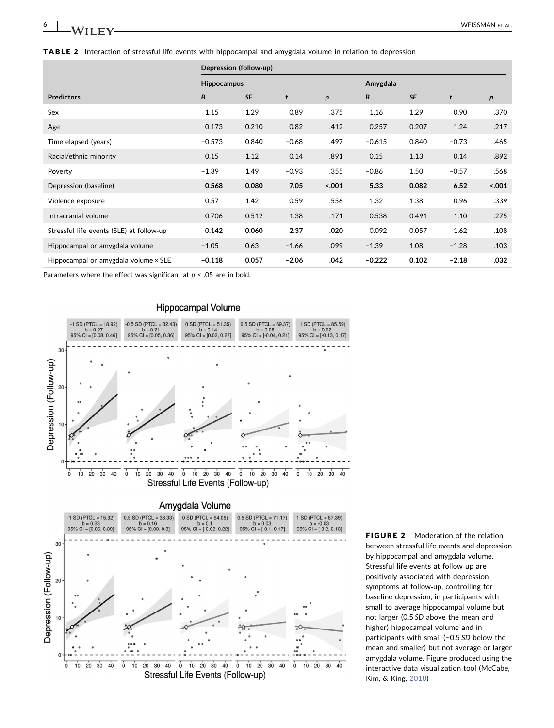**TABLE 2** Interaction of stressful life events with hippocampal and amygdala volume in relation to depression

| | Depression (follow-up) | | | | | | | |
|---|---|---|---|---|---|---|---|---|
| | Hippocampus | | | | Amygdala | | | |
| Predictors | *B* | *SE* | *t* | *p* | *B* | *SE* | *t* | *p* |
| Sex | 1.15 | 1.29 | 0.89 | .375 | 1.16 | 1.29 | 0.90 | .370 |
| Age | 0.173 | 0.210 | 0.82 | .412 | 0.257 | 0.207 | 1.24 | .217 |
| Time elapsed (years) | −0.573 | 0.840 | −0.68 | .497 | −0.615 | 0.840 | −0.73 | .465 |
| Racial/ethnic minority | 0.15 | 1.12 | 0.14 | .891 | 0.15 | 1.13 | 0.14 | .892 |
| Poverty | −1.39 | 1.49 | −0.93 | .355 | −0.86 | 1.50 | −0.57 | .568 |
| Depression (baseline) | **0.568** | **0.080** | **7.05** | **<.001** | **5.33** | **0.082** | **6.52** | **<.001** |
| Violence exposure | 0.57 | 1.42 | 0.59 | .556 | 1.32 | 1.38 | 0.96 | .339 |
| Intracranial volume | 0.706 | 0.512 | 1.38 | .171 | 0.538 | 0.491 | 1.10 | .275 |
| Stressful life events (SLE) at follow-up | **0.142** | **0.060** | **2.37** | **.020** | 0.092 | 0.057 | 1.62 | .108 |
| Hippocampal or amygdala volume | −1.05 | 0.63 | −1.66 | .099 | −1.39 | 1.08 | −1.28 | .103 |
| Hippocampal or amygdala volume × SLE | **−0.118** | **0.057** | **−2.06** | **.042** | **−0.222** | **0.102** | **−2.18** | **.032** |

Parameters where the effect was significant at $p < .05$ are in bold.

**FIGURE 2** Moderation of the relation between stressful life events and depression by hippocampal and amygdala volume. Stressful life events at follow-up are positively associated with depression symptoms at follow-up, controlling for baseline depression, in participants with small to average hippocampal volume but not larger (0.5 *SD* above the mean and higher) hippocampal volume and in participants with small (−0.5 *SD* below the mean and smaller) but not average or larger amygdala volume. Figure produced using the interactive data visualization tool (McCabe, Kim, & King, 2018)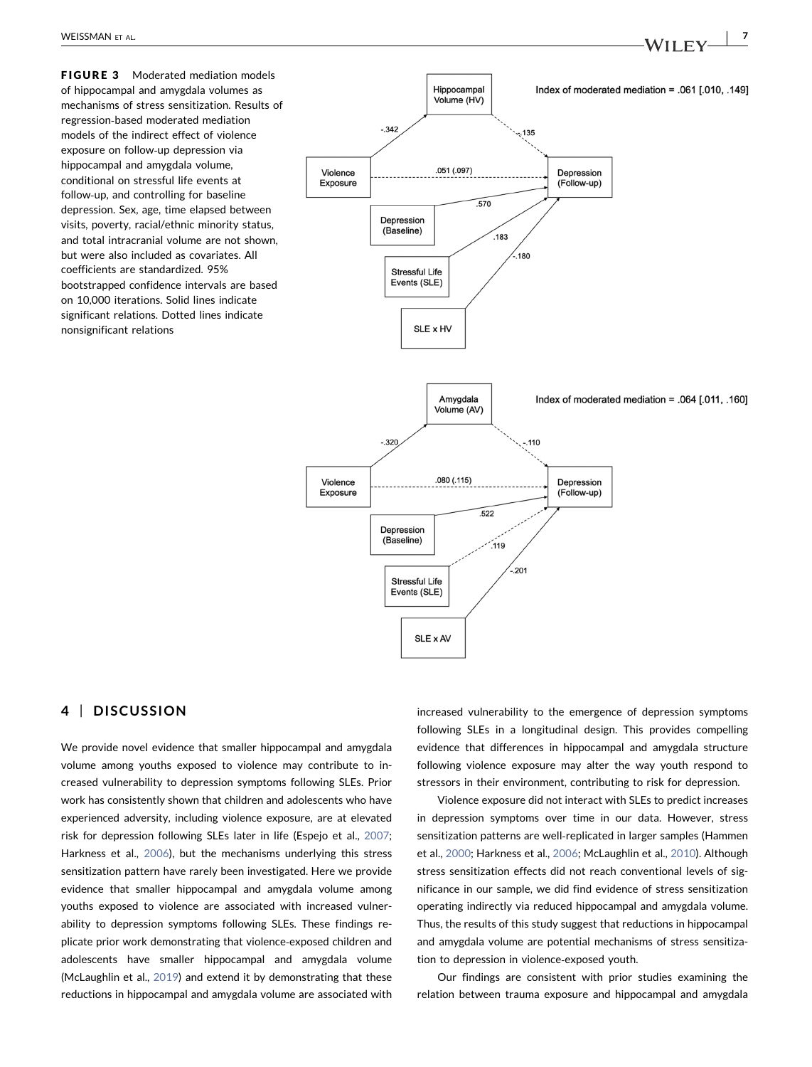**FIGURE 3** Moderated mediation models of hippocampal and amygdala volumes as mechanisms of stress sensitization. Results of regression-based moderated mediation models of the indirect effect of violence exposure on follow-up depression via hippocampal and amygdala volume, conditional on stressful life events at follow-up, and controlling for baseline depression. Sex, age, time elapsed between visits, poverty, racial/ethnic minority status, and total intracranial volume are not shown, but were also included as covariates. All coefficients are standardized. 95% bootstrapped confidence intervals are based on 10,000 iterations. Solid lines indicate significant relations. Dotted lines indicate nonsignificant relations

## 4 | DISCUSSION

We provide novel evidence that smaller hippocampal and amygdala volume among youths exposed to violence may contribute to increased vulnerability to depression symptoms following SLEs. Prior work has consistently shown that children and adolescents who have experienced adversity, including violence exposure, are at elevated risk for depression following SLEs later in life (Espejo et al., 2007; Harkness et al., 2006), but the mechanisms underlying this stress sensitization pattern have rarely been investigated. Here we provide evidence that smaller hippocampal and amygdala volume among youths exposed to violence are associated with increased vulnerability to depression symptoms following SLEs. These findings replicate prior work demonstrating that violence-exposed children and adolescents have smaller hippocampal and amygdala volume (McLaughlin et al., 2019) and extend it by demonstrating that these reductions in hippocampal and amygdala volume are associated with increased vulnerability to the emergence of depression symptoms following SLEs in a longitudinal design. This provides compelling evidence that differences in hippocampal and amygdala structure following violence exposure may alter the way youth respond to stressors in their environment, contributing to risk for depression.

Violence exposure did not interact with SLEs to predict increases in depression symptoms over time in our data. However, stress sensitization patterns are well-replicated in larger samples (Hammen et al., 2000; Harkness et al., 2006; McLaughlin et al., 2010). Although stress sensitization effects did not reach conventional levels of significance in our sample, we did find evidence of stress sensitization operating indirectly via reduced hippocampal and amygdala volume. Thus, the results of this study suggest that reductions in hippocampal and amygdala volume are potential mechanisms of stress sensitization to depression in violence-exposed youth.

Our findings are consistent with prior studies examining the relation between trauma exposure and hippocampal and amygdala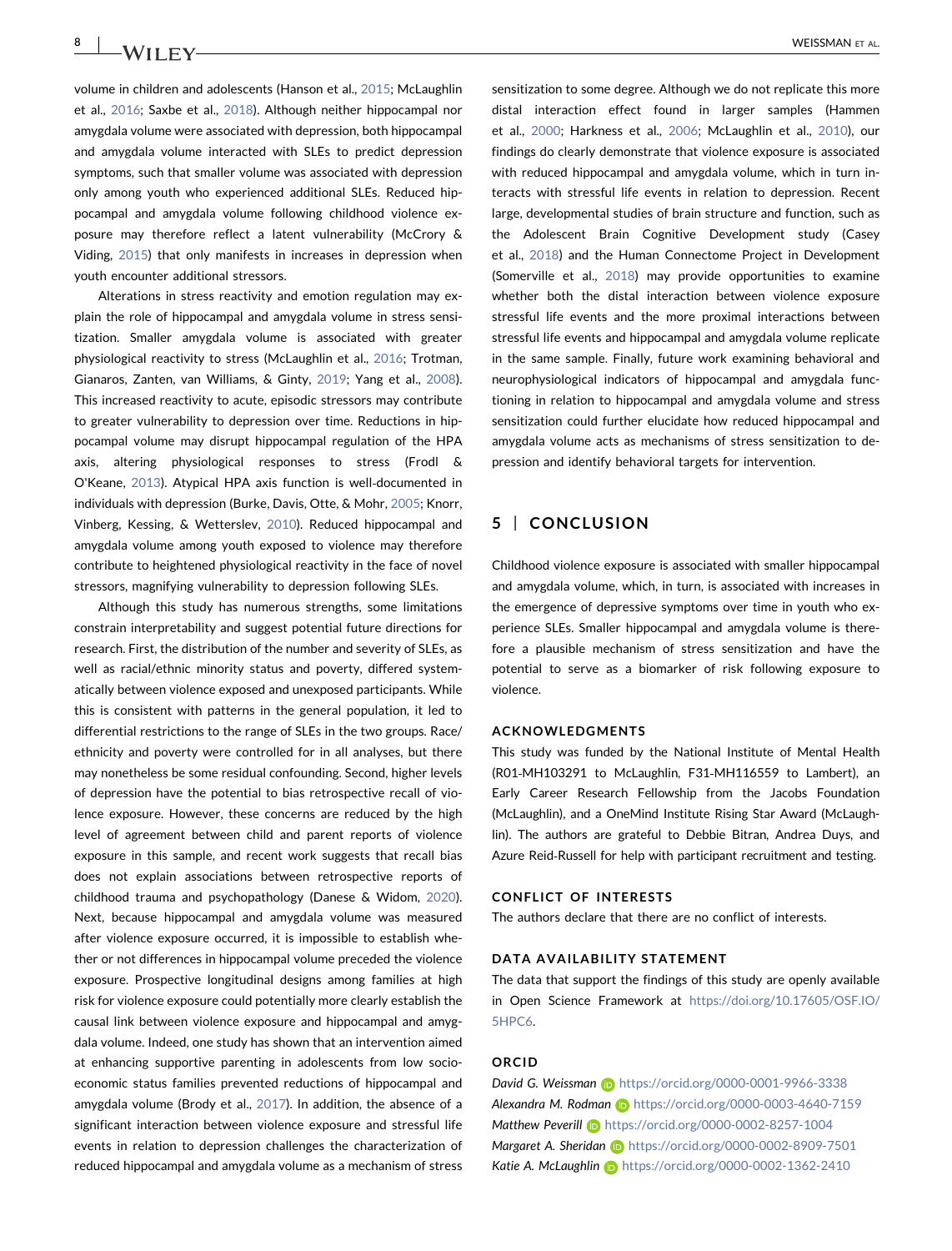volume in children and adolescents (Hanson et al., 2015; McLaughlin et al., 2016; Saxbe et al., 2018). Although neither hippocampal nor amygdala volume were associated with depression, both hippocampal and amygdala volume interacted with SLEs to predict depression symptoms, such that smaller volume was associated with depression only among youth who experienced additional SLEs. Reduced hippocampal and amygdala volume following childhood violence exposure may therefore reflect a latent vulnerability (McCrory & Viding, 2015) that only manifests in increases in depression when youth encounter additional stressors.

Alterations in stress reactivity and emotion regulation may explain the role of hippocampal and amygdala volume in stress sensitization. Smaller amygdala volume is associated with greater physiological reactivity to stress (McLaughlin et al., 2016; Trotman, Gianaros, Zanten, van Williams, & Ginty, 2019; Yang et al., 2008). This increased reactivity to acute, episodic stressors may contribute to greater vulnerability to depression over time. Reductions in hippocampal volume may disrupt hippocampal regulation of the HPA axis, altering physiological responses to stress (Frodl & O'Keane, 2013). Atypical HPA axis function is well-documented in individuals with depression (Burke, Davis, Otte, & Mohr, 2005; Knorr, Vinberg, Kessing, & Wetterslev, 2010). Reduced hippocampal and amygdala volume among youth exposed to violence may therefore contribute to heightened physiological reactivity in the face of novel stressors, magnifying vulnerability to depression following SLEs.

Although this study has numerous strengths, some limitations constrain interpretability and suggest potential future directions for research. First, the distribution of the number and severity of SLEs, as well as racial/ethnic minority status and poverty, differed systematically between violence exposed and unexposed participants. While this is consistent with patterns in the general population, it led to differential restrictions to the range of SLEs in the two groups. Race/ethnicity and poverty were controlled for in all analyses, but there may nonetheless be some residual confounding. Second, higher levels of depression have the potential to bias retrospective recall of violence exposure. However, these concerns are reduced by the high level of agreement between child and parent reports of violence exposure in this sample, and recent work suggests that recall bias does not explain associations between retrospective reports of childhood trauma and psychopathology (Danese & Widom, 2020). Next, because hippocampal and amygdala volume was measured after violence exposure occurred, it is impossible to establish whether or not differences in hippocampal volume preceded the violence exposure. Prospective longitudinal designs among families at high risk for violence exposure could potentially more clearly establish the causal link between violence exposure and hippocampal and amygdala volume. Indeed, one study has shown that an intervention aimed at enhancing supportive parenting in adolescents from low socioeconomic status families prevented reductions of hippocampal and amygdala volume (Brody et al., 2017). In addition, the absence of a significant interaction between violence exposure and stressful life events in relation to depression challenges the characterization of reduced hippocampal and amygdala volume as a mechanism of stress sensitization to some degree. Although we do not replicate this more distal interaction effect found in larger samples (Hammen et al., 2000; Harkness et al., 2006; McLaughlin et al., 2010), our findings do clearly demonstrate that violence exposure is associated with reduced hippocampal and amygdala volume, which in turn interacts with stressful life events in relation to depression. Recent large, developmental studies of brain structure and function, such as the Adolescent Brain Cognitive Development study (Casey et al., 2018) and the Human Connectome Project in Development (Somerville et al., 2018) may provide opportunities to examine whether both the distal interaction between violence exposure stressful life events and the more proximal interactions between stressful life events and hippocampal and amygdala volume replicate in the same sample. Finally, future work examining behavioral and neurophysiological indicators of hippocampal and amygdala functioning in relation to hippocampal and amygdala volume and stress sensitization could further elucidate how reduced hippocampal and amygdala volume acts as mechanisms of stress sensitization to depression and identify behavioral targets for intervention.

## 5 | CONCLUSION

Childhood violence exposure is associated with smaller hippocampal and amygdala volume, which, in turn, is associated with increases in the emergence of depressive symptoms over time in youth who experience SLEs. Smaller hippocampal and amygdala volume is therefore a plausible mechanism of stress sensitization and have the potential to serve as a biomarker of risk following exposure to violence.

### ACKNOWLEDGMENTS

This study was funded by the National Institute of Mental Health (R01-MH103291 to McLaughlin, F31-MH116559 to Lambert), an Early Career Research Fellowship from the Jacobs Foundation (McLaughlin), and a OneMind Institute Rising Star Award (McLaughlin). The authors are grateful to Debbie Bitran, Andrea Duys, and Azure Reid-Russell for help with participant recruitment and testing.

### CONFLICT OF INTERESTS

The authors declare that there are no conflict of interests.

### DATA AVAILABILITY STATEMENT

The data that support the findings of this study are openly available in Open Science Framework at https://doi.org/10.17605/OSF.IO/5HPC6.

### ORCID

*David G. Weissman* https://orcid.org/0000-0001-9966-3338
*Alexandra M. Rodman* https://orcid.org/0000-0003-4640-7159
*Matthew Peverill* https://orcid.org/0000-0002-8257-1004
*Margaret A. Sheridan* https://orcid.org/0000-0002-8909-7501
*Katie A. McLaughlin* https://orcid.org/0000-0002-1362-2410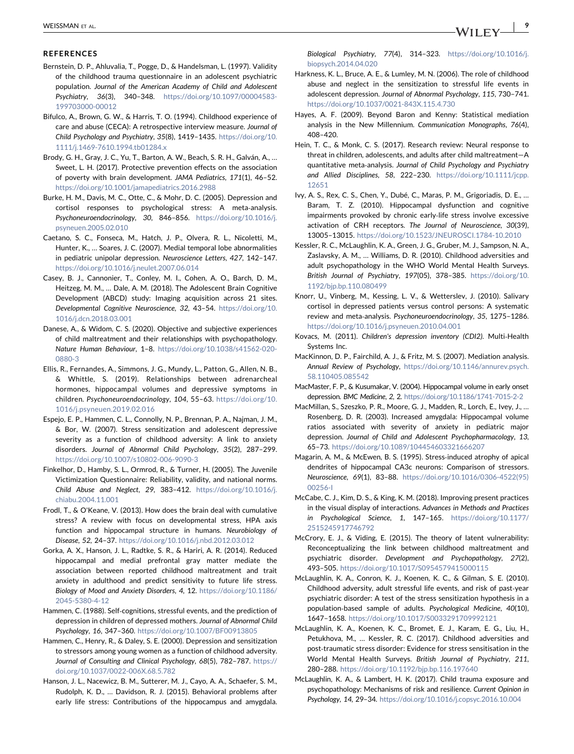## REFERENCES

Bernstein, D. P., Ahluvalia, T., Pogge, D., & Handelsman, L. (1997). Validity of the childhood trauma questionnaire in an adolescent psychiatric population. *Journal of the American Academy of Child and Adolescent Psychiatry*, *36*(3), 340–348. https://doi.org/10.1097/00004583-199703000-00012

Bifulco, A., Brown, G. W., & Harris, T. O. (1994). Childhood experience of care and abuse (CECA): A retrospective interview measure. *Journal of Child Psychology and Psychiatry*, *35*(8), 1419–1435. https://doi.org/10.1111/j.1469-7610.1994.tb01284.x

Brody, G. H., Gray, J. C., Yu, T., Barton, A. W., Beach, S. R. H., Galván, A., … Sweet, L. H. (2017). Protective prevention effects on the association of poverty with brain development. *JAMA Pediatrics*, *171*(1), 46–52. https://doi.org/10.1001/jamapediatrics.2016.2988

Burke, H. M., Davis, M. C., Otte, C., & Mohr, D. C. (2005). Depression and cortisol responses to psychological stress: A meta-analysis. *Psychoneuroendocrinology*, *30*, 846–856. https://doi.org/10.1016/j.psyneuen.2005.02.010

Caetano, S. C., Fonseca, M., Hatch, J. P., Olvera, R. L., Nicoletti, M., Hunter, K., … Soares, J. C. (2007). Medial temporal lobe abnormalities in pediatric unipolar depression. *Neuroscience Letters*, *427*, 142–147. https://doi.org/10.1016/j.neulet.2007.06.014

Casey, B. J., Cannonier, T., Conley, M. I., Cohen, A. O., Barch, D. M., Heitzeg, M. M., … Dale, A. M. (2018). The Adolescent Brain Cognitive Development (ABCD) study: Imaging acquisition across 21 sites. *Developmental Cognitive Neuroscience*, *32*, 43–54. https://doi.org/10.1016/j.dcn.2018.03.001

Danese, A., & Widom, C. S. (2020). Objective and subjective experiences of child maltreatment and their relationships with psychopathology. *Nature Human Behaviour*, 1–8. https://doi.org/10.1038/s41562-020-0880-3

Ellis, R., Fernandes, A., Simmons, J. G., Mundy, L., Patton, G., Allen, N. B., & Whittle, S. (2019). Relationships between adrenarcheal hormones, hippocampal volumes and depressive symptoms in children. *Psychoneuroendocrinology*, *104*, 55–63. https://doi.org/10.1016/j.psyneuen.2019.02.016

Espejo, E. P., Hammen, C. L., Connolly, N. P., Brennan, P. A., Najman, J. M., & Bor, W. (2007). Stress sensitization and adolescent depressive severity as a function of childhood adversity: A link to anxiety disorders. *Journal of Abnormal Child Psychology*, *35*(2), 287–299. https://doi.org/10.1007/s10802-006-9090-3

Finkelhor, D., Hamby, S. L., Ormrod, R., & Turner, H. (2005). The Juvenile Victimization Questionnaire: Reliability, validity, and national norms. *Child Abuse and Neglect*, *29*, 383–412. https://doi.org/10.1016/j.chiabu.2004.11.001

Frodl, T., & O'Keane, V. (2013). How does the brain deal with cumulative stress? A review with focus on developmental stress, HPA axis function and hippocampal structure in humans. *Neurobiology of Disease*, *52*, 24–37. https://doi.org/10.1016/j.nbd.2012.03.012

Gorka, A. X., Hanson, J. L., Radtke, S. R., & Hariri, A. R. (2014). Reduced hippocampal and medial prefrontal gray matter mediate the association between reported childhood maltreatment and trait anxiety in adulthood and predict sensitivity to future life stress. *Biology of Mood and Anxiety Disorders*, *4*, 12. https://doi.org/10.1186/2045-5380-4-12

Hammen, C. (1988). Self-cognitions, stressful events, and the prediction of depression in children of depressed mothers. *Journal of Abnormal Child Psychology*, *16*, 347–360. https://doi.org/10.1007/BF00913805

Hammen, C., Henry, R., & Daley, S. E. (2000). Depression and sensitization to stressors among young women as a function of childhood adversity. *Journal of Consulting and Clinical Psychology*, *68*(5), 782–787. https://doi.org/10.1037/0022-006X.68.5.782

Hanson, J. L., Nacewicz, B. M., Sutterer, M. J., Cayo, A. A., Schaefer, S. M., Rudolph, K. D., … Davidson, R. J. (2015). Behavioral problems after early life stress: Contributions of the hippocampus and amygdala. *Biological Psychiatry*, *77*(4), 314–323. https://doi.org/10.1016/j.biopsych.2014.04.020

Harkness, K. L., Bruce, A. E., & Lumley, M. N. (2006). The role of childhood abuse and neglect in the sensitization to stressful life events in adolescent depression. *Journal of Abnormal Psychology*, *115*, 730–741. https://doi.org/10.1037/0021-843X.115.4.730

Hayes, A. F. (2009). Beyond Baron and Kenny: Statistical mediation analysis in the New Millennium. *Communication Monographs*, *76*(4), 408–420.

Hein, T. C., & Monk, C. S. (2017). Research review: Neural response to threat in children, adolescents, and adults after child maltreatment—A quantitative meta-analysis. *Journal of Child Psychology and Psychiatry and Allied Disciplines*, *58*, 222–230. https://doi.org/10.1111/jcpp.12651

Ivy, A. S., Rex, C. S., Chen, Y., Dubé, C., Maras, P. M., Grigoriadis, D. E., … Baram, T. Z. (2010). Hippocampal dysfunction and cognitive impairments provoked by chronic early-life stress involve excessive activation of CRH receptors. *The Journal of Neuroscience*, *30*(39), 13005–13015. https://doi.org/10.1523/JNEUROSCI.1784-10.2010

Kessler, R. C., McLaughlin, K. A., Green, J. G., Gruber, M. J., Sampson, N. A., Zaslavsky, A. M., … Williams, D. R. (2010). Childhood adversities and adult psychopathology in the WHO World Mental Health Surveys. *British Journal of Psychiatry*, *197*(05), 378–385. https://doi.org/10.1192/bjp.bp.110.080499

Knorr, U., Vinberg, M., Kessing, L. V., & Wetterslev, J. (2010). Salivary cortisol in depressed patients versus control persons: A systematic review and meta-analysis. *Psychoneuroendocrinology*, *35*, 1275–1286. https://doi.org/10.1016/j.psyneuen.2010.04.001

Kovacs, M. (2011). *Children's depression inventory (CDI2)*. Multi-Health Systems Inc.

MacKinnon, D. P., Fairchild, A. J., & Fritz, M. S. (2007). Mediation analysis. *Annual Review of Psychology*, https://doi.org/10.1146/annurev.psych.58.110405.085542

MacMaster, F. P., & Kusumakar, V. (2004). Hippocampal volume in early onset depression. *BMC Medicine*, *2*, 2. https://doi.org/10.1186/1741-7015-2-2

MacMillan, S., Szeszko, P. R., Moore, G. J., Madden, R., Lorch, E., Ivey, J., … Rosenberg, D. R. (2003). Increased amygdala: Hippocampal volume ratios associated with severity of anxiety in pediatric major depression. *Journal of Child and Adolescent Psychopharmacology*, *13*, 65–73. https://doi.org/10.1089/104454603321666207

Magarin, A. M., & McEwen, B. S. (1995). Stress-induced atrophy of apical dendrites of hippocampal CA3c neurons: Comparison of stressors. *Neuroscience*, *69*(1), 83–88. https://doi.org/10.1016/0306-4522(95)00256-I

McCabe, C. J., Kim, D. S., & King, K. M. (2018). Improving present practices in the visual display of interactions. *Advances in Methods and Practices in Psychological Science*, *1*, 147–165. https://doi.org/10.1177/2515245917746792

McCrory, E. J., & Viding, E. (2015). The theory of latent vulnerability: Reconceptualizing the link between childhood maltreatment and psychiatric disorder. *Development and Psychopathology*, *27*(2), 493–505. https://doi.org/10.1017/S0954579415000115

McLaughlin, K. A., Conron, K. J., Koenen, K. C., & Gilman, S. E. (2010). Childhood adversity, adult stressful life events, and risk of past-year psychiatric disorder: A test of the stress sensitization hypothesis in a population-based sample of adults. *Psychological Medicine*, *40*(10), 1647–1658. https://doi.org/10.1017/S0033291709992121

McLaughlin, K. A., Koenen, K. C., Bromet, E. J., Karam, E. G., Liu, H., Petukhova, M., … Kessler, R. C. (2017). Childhood adversities and post-traumatic stress disorder: Evidence for stress sensitisation in the World Mental Health Surveys. *British Journal of Psychiatry*, *211*, 280–288. https://doi.org/10.1192/bjp.bp.116.197640

McLaughlin, K. A., & Lambert, H. K. (2017). Child trauma exposure and psychopathology: Mechanisms of risk and resilience. *Current Opinion in Psychology*, *14*, 29–34. https://doi.org/10.1016/j.copsyc.2016.10.004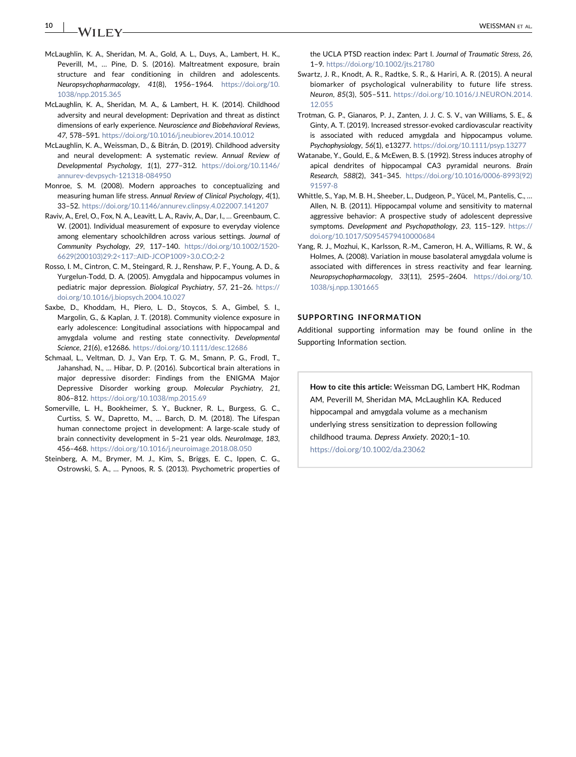McLaughlin, K. A., Sheridan, M. A., Gold, A. L., Duys, A., Lambert, H. K., Peverill, M., … Pine, D. S. (2016). Maltreatment exposure, brain structure and fear conditioning in children and adolescents. *Neuropsychopharmacology*, *41*(8), 1956–1964. https://doi.org/10.1038/npp.2015.365

McLaughlin, K. A., Sheridan, M. A., & Lambert, H. K. (2014). Childhood adversity and neural development: Deprivation and threat as distinct dimensions of early experience. *Neuroscience and Biobehavioral Reviews*, *47*, 578–591. https://doi.org/10.1016/j.neubiorev.2014.10.012

McLaughlin, K. A., Weissman, D., & Bitrán, D. (2019). Childhood adversity and neural development: A systematic review. *Annual Review of Developmental Psychology*, *1*(1), 277–312. https://doi.org/10.1146/annurev-devpsych-121318-084950

Monroe, S. M. (2008). Modern approaches to conceptualizing and measuring human life stress. *Annual Review of Clinical Psychology*, *4*(1), 33–52. https://doi.org/10.1146/annurev.clinpsy.4.022007.141207

Raviv, A., Erel, O., Fox, N. A., Leavitt, L. A., Raviv, A., Dar, I., … Greenbaum, C. W. (2001). Individual measurement of exposure to everyday violence among elementary schoolchildren across various settings. *Journal of Community Psychology*, *29*, 117–140. https://doi.org/10.1002/1520-6629(200103)29:2<117::AID-JCOP1009>3.0.CO;2-2

Rosso, I. M., Cintron, C. M., Steingard, R. J., Renshaw, P. F., Young, A. D., & Yurgelun-Todd, D. A. (2005). Amygdala and hippocampus volumes in pediatric major depression. *Biological Psychiatry*, *57*, 21–26. https://doi.org/10.1016/j.biopsych.2004.10.027

Saxbe, D., Khoddam, H., Piero, L. D., Stoycos, S. A., Gimbel, S. I., Margolin, G., & Kaplan, J. T. (2018). Community violence exposure in early adolescence: Longitudinal associations with hippocampal and amygdala volume and resting state connectivity. *Developmental Science*, *21*(6), e12686. https://doi.org/10.1111/desc.12686

Schmaal, L., Veltman, D. J., Van Erp, T. G. M., Smann, P. G., Frodl, T., Jahanshad, N., … Hibar, D. P. (2016). Subcortical brain alterations in major depressive disorder: Findings from the ENIGMA Major Depressive Disorder working group. *Molecular Psychiatry*, *21*, 806–812. https://doi.org/10.1038/mp.2015.69

Somerville, L. H., Bookheimer, S. Y., Buckner, R. L., Burgess, G. C., Curtiss, S. W., Dapretto, M., … Barch, D. M. (2018). The Lifespan human connectome project in development: A large-scale study of brain connectivity development in 5–21 year olds. *NeuroImage*, *183*, 456–468. https://doi.org/10.1016/j.neuroimage.2018.08.050

Steinberg, A. M., Brymer, M. J., Kim, S., Briggs, E. C., Ippen, C. G., Ostrowski, S. A., … Pynoos, R. S. (2013). Psychometric properties of the UCLA PTSD reaction index: Part I. *Journal of Traumatic Stress*, *26*, 1–9. https://doi.org/10.1002/jts.21780

Swartz, J. R., Knodt, A. R., Radtke, S. R., & Hariri, A. R. (2015). A neural biomarker of psychological vulnerability to future life stress. *Neuron*, *85*(3), 505–511. https://doi.org/10.1016/J.NEURON.2014.12.055

Trotman, G. P., Gianaros, P. J., Zanten, J. J. C. S. V., van Williams, S. E., & Ginty, A. T. (2019). Increased stressor-evoked cardiovascular reactivity is associated with reduced amygdala and hippocampus volume. *Psychophysiology*, *56*(1), e13277. https://doi.org/10.1111/psyp.13277

Watanabe, Y., Gould, E., & McEwen, B. S. (1992). Stress induces atrophy of apical dendrites of hippocampal CA3 pyramidal neurons. *Brain Research*, *588*(2), 341–345. https://doi.org/10.1016/0006-8993(92)91597-8

Whittle, S., Yap, M. B. H., Sheeber, L., Dudgeon, P., Yücel, M., Pantelis, C., … Allen, N. B. (2011). Hippocampal volume and sensitivity to maternal aggressive behavior: A prospective study of adolescent depressive symptoms. *Development and Psychopathology*, *23*, 115–129. https://doi.org/10.1017/S0954579410000684

Yang, R. J., Mozhui, K., Karlsson, R.-M., Cameron, H. A., Williams, R. W., & Holmes, A. (2008). Variation in mouse basolateral amygdala volume is associated with differences in stress reactivity and fear learning. *Neuropsychopharmacology*, *33*(11), 2595–2604. https://doi.org/10.1038/sj.npp.1301665

## SUPPORTING INFORMATION

Additional supporting information may be found online in the Supporting Information section.

**How to cite this article:** Weissman DG, Lambert HK, Rodman AM, Peverill M, Sheridan MA, McLaughlin KA. Reduced hippocampal and amygdala volume as a mechanism underlying stress sensitization to depression following childhood trauma. *Depress Anxiety*. 2020;1–10. https://doi.org/10.1002/da.23062